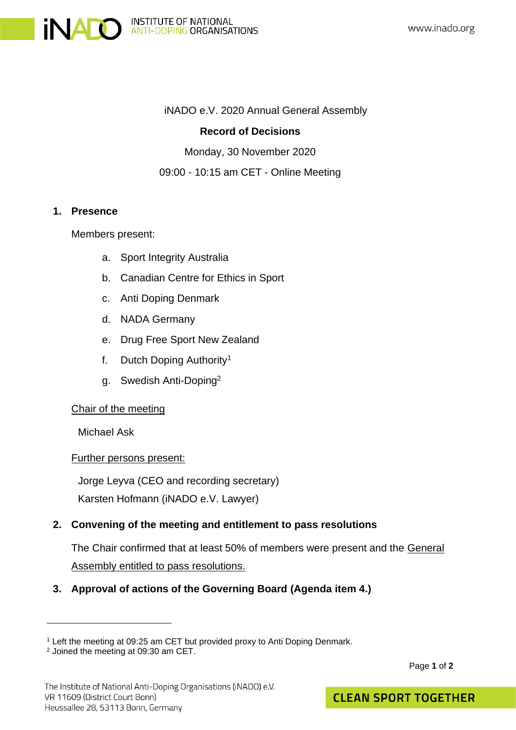iNADO e.V. 2020 Annual General Assembly

**Record of Decisions**

Monday, 30 November 2020

09:00 - 10:15 am CET - Online Meeting

## 1. Presence

Members present:

a. Sport Integrity Australia
b. Canadian Centre for Ethics in Sport
c. Anti Doping Denmark
d. NADA Germany
e. Drug Free Sport New Zealand
f. Dutch Doping Authority[1]
g. Swedish Anti-Doping[2]

Chair of the meeting

Michael Ask

Further persons present:

Jorge Leyva (CEO and recording secretary)
Karsten Hofmann (iNADO e.V. Lawyer)

## 2. Convening of the meeting and entitlement to pass resolutions

The Chair confirmed that at least 50% of members were present and the General Assembly entitled to pass resolutions.

## 3. Approval of actions of the Governing Board (Agenda item 4.)

---

[1] Left the meeting at 09:25 am CET but provided proxy to Anti Doping Denmark.
[2] Joined the meeting at 09:30 am CET.

The Institute of National Anti-Doping Organisations (iNADO) e.V.
VR 11609 (District Court Bonn)
Heussallee 28, 53113 Bonn, Germany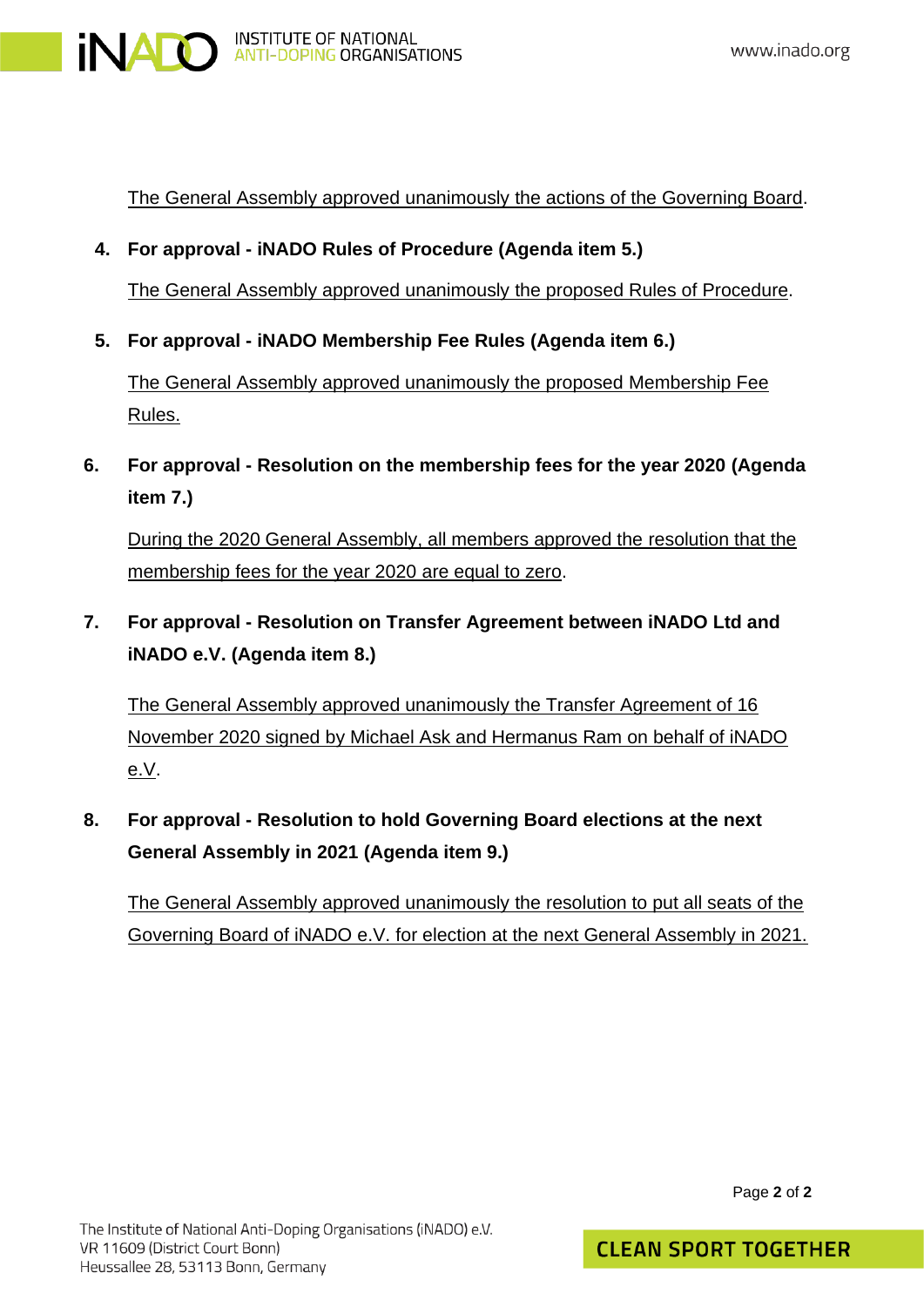The General Assembly approved unanimously the actions of the Governing Board.

4. **For approval - iNADO Rules of Procedure (Agenda item 5.)**

   The General Assembly approved unanimously the proposed Rules of Procedure.

5. **For approval - iNADO Membership Fee Rules (Agenda item 6.)**

   The General Assembly approved unanimously the proposed Membership Fee Rules.

6. **For approval - Resolution on the membership fees for the year 2020 (Agenda item 7.)**

   During the 2020 General Assembly, all members approved the resolution that the membership fees for the year 2020 are equal to zero.

7. **For approval - Resolution on Transfer Agreement between iNADO Ltd and iNADO e.V. (Agenda item 8.)**

   The General Assembly approved unanimously the Transfer Agreement of 16 November 2020 signed by Michael Ask and Hermanus Ram on behalf of iNADO e.V.

8. **For approval - Resolution to hold Governing Board elections at the next General Assembly in 2021 (Agenda item 9.)**

   The General Assembly approved unanimously the resolution to put all seats of the Governing Board of iNADO e.V. for election at the next General Assembly in 2021.